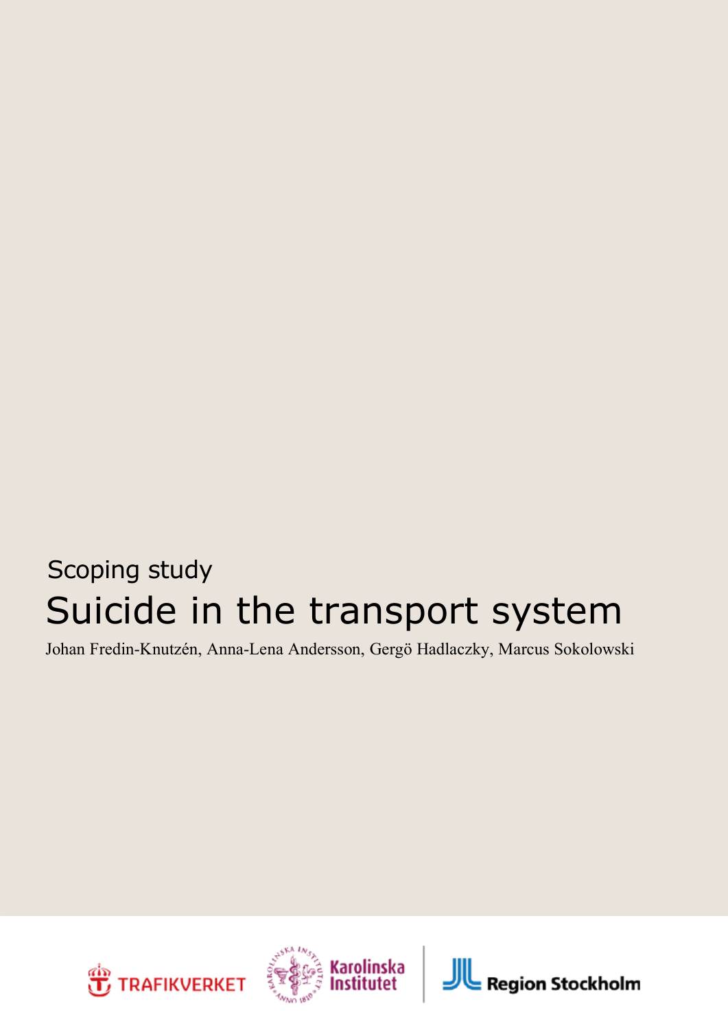Scoping study

# Suicide in the transport system

Johan Fredin-Knutzén, Anna-Lena Andersson, Gergö Hadlaczky, Marcus Sokolowski

TRAFIKVERKET Karolinska Institutet Region Stockholm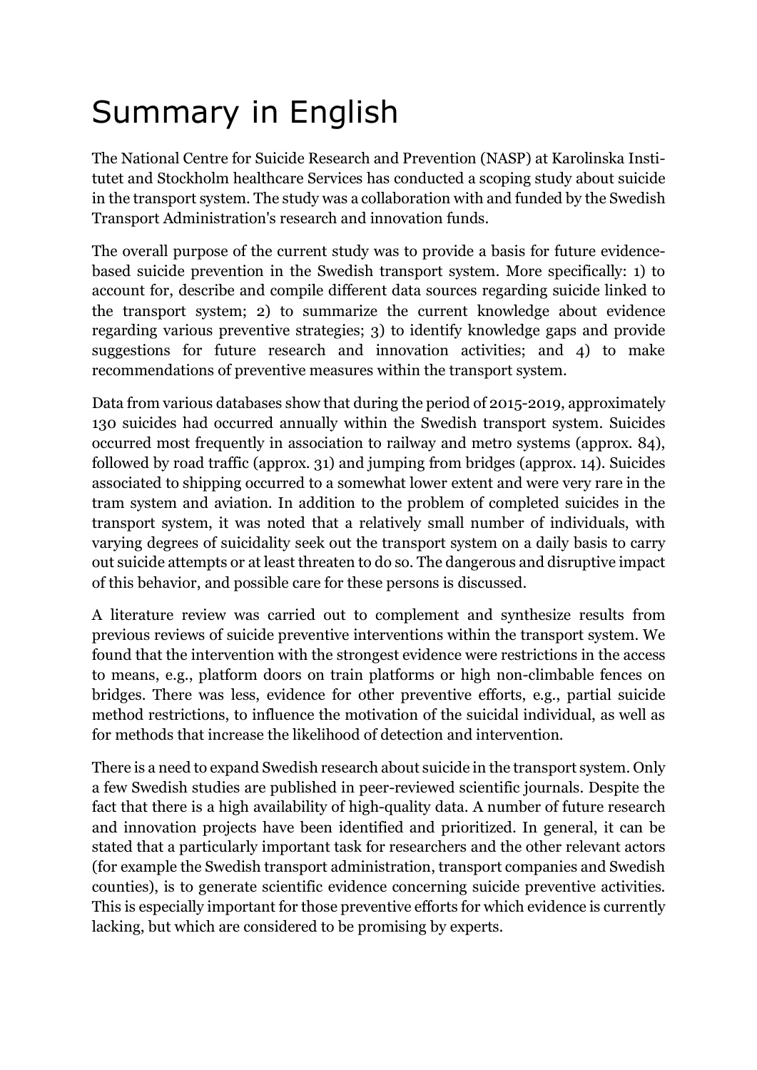# Summary in English

The National Centre for Suicide Research and Prevention (NASP) at Karolinska Institutet and Stockholm healthcare Services has conducted a scoping study about suicide in the transport system. The study was a collaboration with and funded by the Swedish Transport Administration's research and innovation funds.

The overall purpose of the current study was to provide a basis for future evidence-based suicide prevention in the Swedish transport system. More specifically: 1) to account for, describe and compile different data sources regarding suicide linked to the transport system; 2) to summarize the current knowledge about evidence regarding various preventive strategies; 3) to identify knowledge gaps and provide suggestions for future research and innovation activities; and 4) to make recommendations of preventive measures within the transport system.

Data from various databases show that during the period of 2015-2019, approximately 130 suicides had occurred annually within the Swedish transport system. Suicides occurred most frequently in association to railway and metro systems (approx. 84), followed by road traffic (approx. 31) and jumping from bridges (approx. 14). Suicides associated to shipping occurred to a somewhat lower extent and were very rare in the tram system and aviation. In addition to the problem of completed suicides in the transport system, it was noted that a relatively small number of individuals, with varying degrees of suicidality seek out the transport system on a daily basis to carry out suicide attempts or at least threaten to do so. The dangerous and disruptive impact of this behavior, and possible care for these persons is discussed.

A literature review was carried out to complement and synthesize results from previous reviews of suicide preventive interventions within the transport system. We found that the intervention with the strongest evidence were restrictions in the access to means, e.g., platform doors on train platforms or high non-climbable fences on bridges. There was less, evidence for other preventive efforts, e.g., partial suicide method restrictions, to influence the motivation of the suicidal individual, as well as for methods that increase the likelihood of detection and intervention.

There is a need to expand Swedish research about suicide in the transport system. Only a few Swedish studies are published in peer-reviewed scientific journals. Despite the fact that there is a high availability of high-quality data. A number of future research and innovation projects have been identified and prioritized. In general, it can be stated that a particularly important task for researchers and the other relevant actors (for example the Swedish transport administration, transport companies and Swedish counties), is to generate scientific evidence concerning suicide preventive activities. This is especially important for those preventive efforts for which evidence is currently lacking, but which are considered to be promising by experts.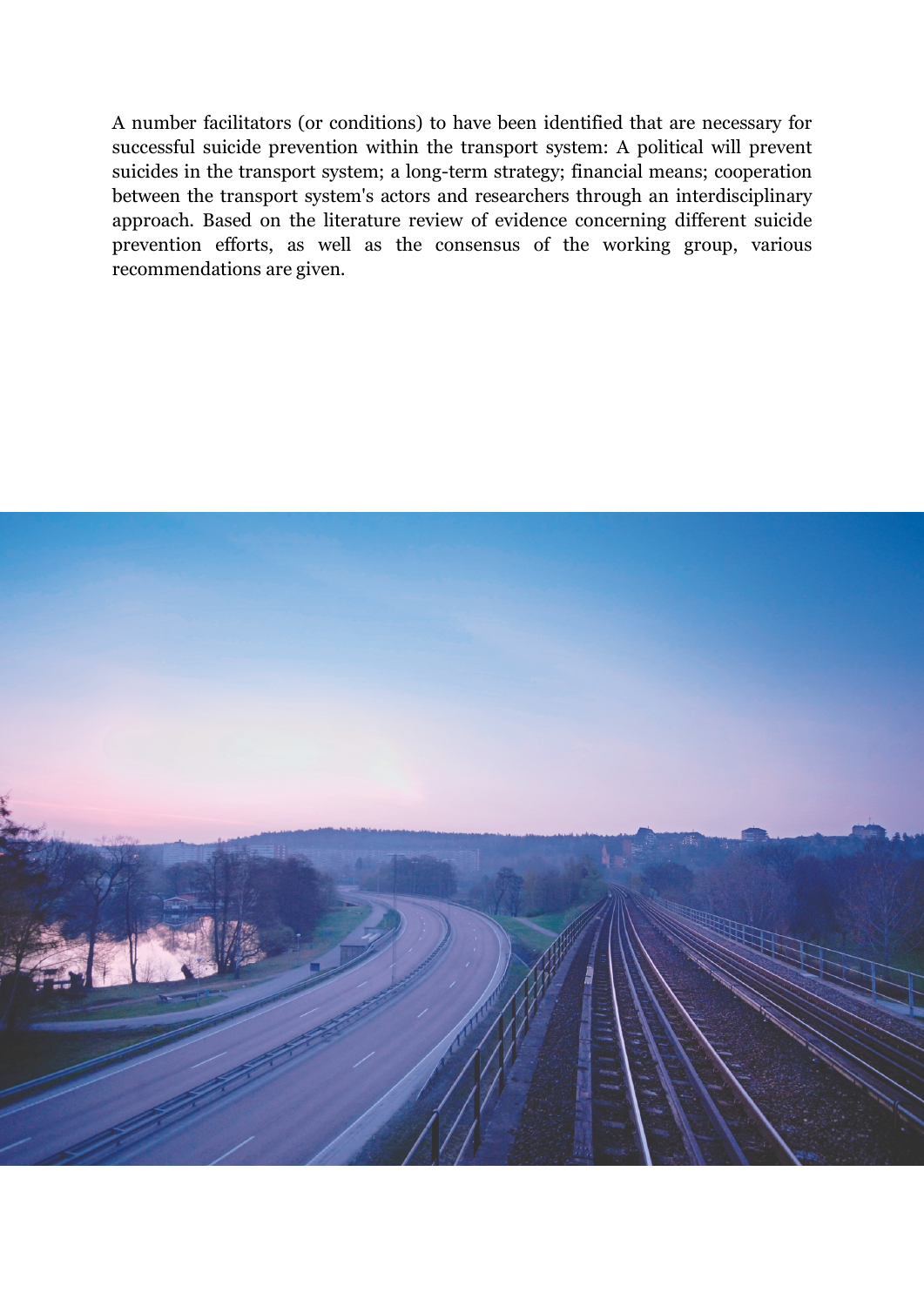A number facilitators (or conditions) to have been identified that are necessary for successful suicide prevention within the transport system: A political will prevent suicides in the transport system; a long-term strategy; financial means; cooperation between the transport system's actors and researchers through an interdisciplinary approach. Based on the literature review of evidence concerning different suicide prevention efforts, as well as the consensus of the working group, various recommendations are given.